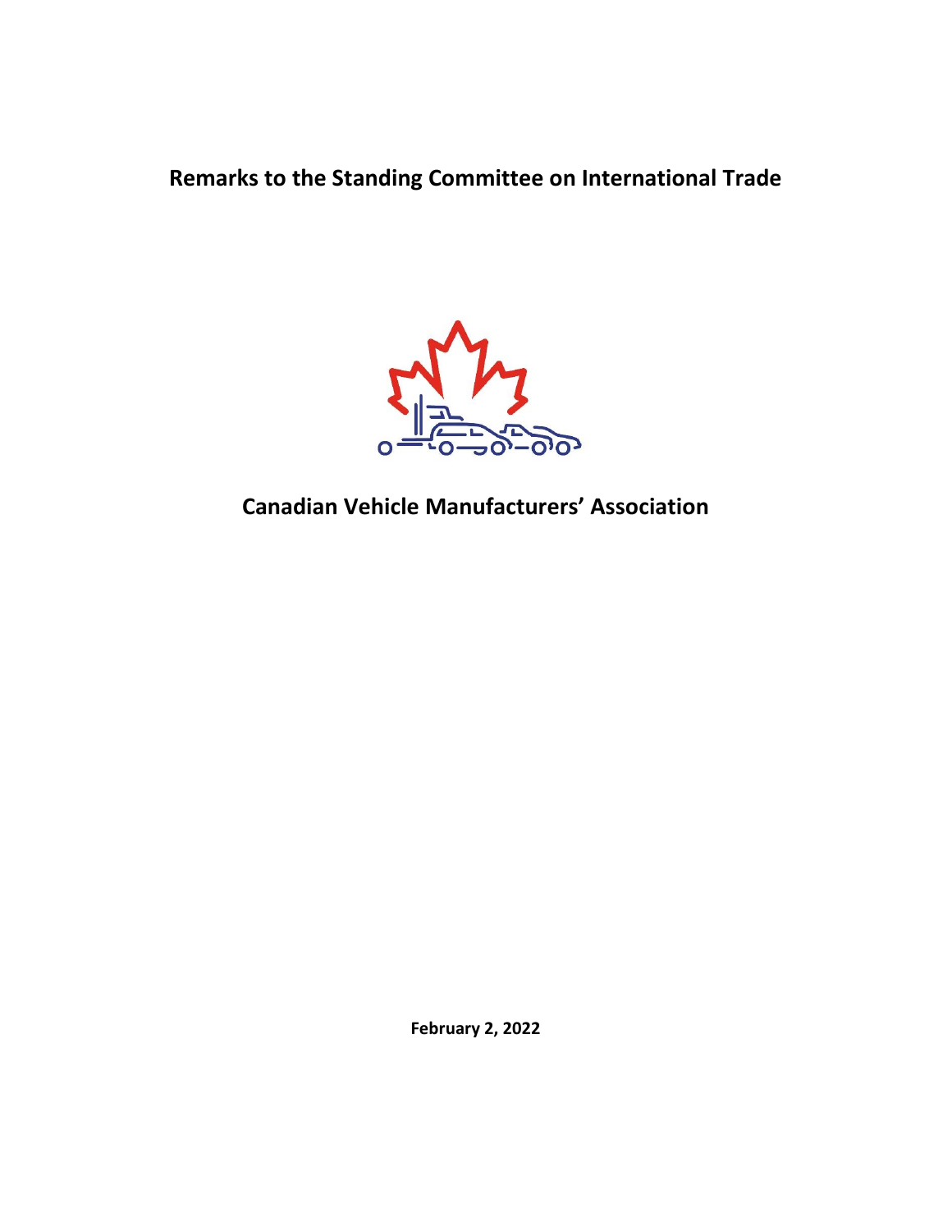# Remarks to the Standing Committee on International Trade

## Canadian Vehicle Manufacturers' Association

**February 2, 2022**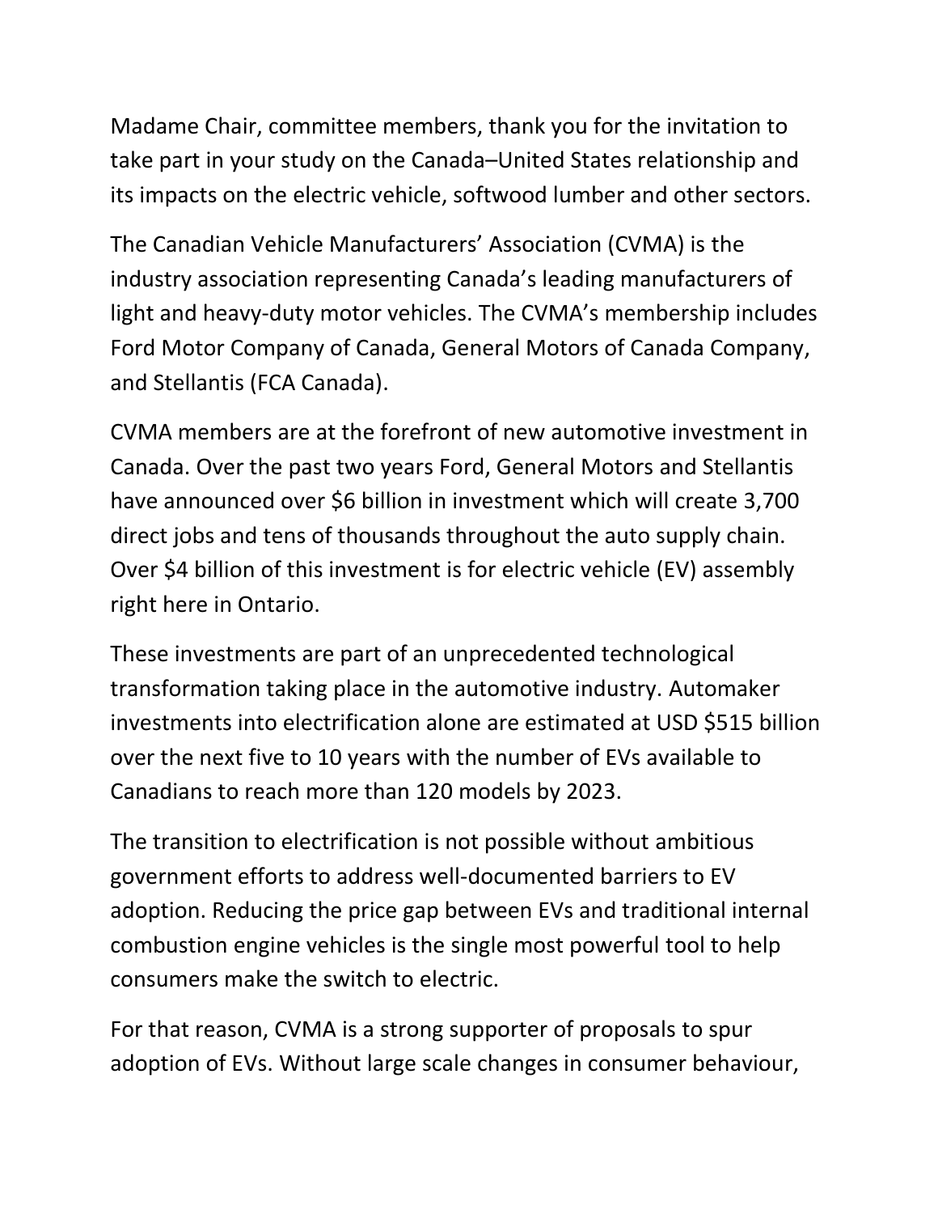Madame Chair, committee members, thank you for the invitation to take part in your study on the Canada–United States relationship and its impacts on the electric vehicle, softwood lumber and other sectors.

The Canadian Vehicle Manufacturers' Association (CVMA) is the industry association representing Canada's leading manufacturers of light and heavy-duty motor vehicles. The CVMA's membership includes Ford Motor Company of Canada, General Motors of Canada Company, and Stellantis (FCA Canada).

CVMA members are at the forefront of new automotive investment in Canada. Over the past two years Ford, General Motors and Stellantis have announced over $6 billion in investment which will create 3,700 direct jobs and tens of thousands throughout the auto supply chain. Over $4 billion of this investment is for electric vehicle (EV) assembly right here in Ontario.

These investments are part of an unprecedented technological transformation taking place in the automotive industry. Automaker investments into electrification alone are estimated at USD $515 billion over the next five to 10 years with the number of EVs available to Canadians to reach more than 120 models by 2023.

The transition to electrification is not possible without ambitious government efforts to address well-documented barriers to EV adoption. Reducing the price gap between EVs and traditional internal combustion engine vehicles is the single most powerful tool to help consumers make the switch to electric.

For that reason, CVMA is a strong supporter of proposals to spur adoption of EVs. Without large scale changes in consumer behaviour,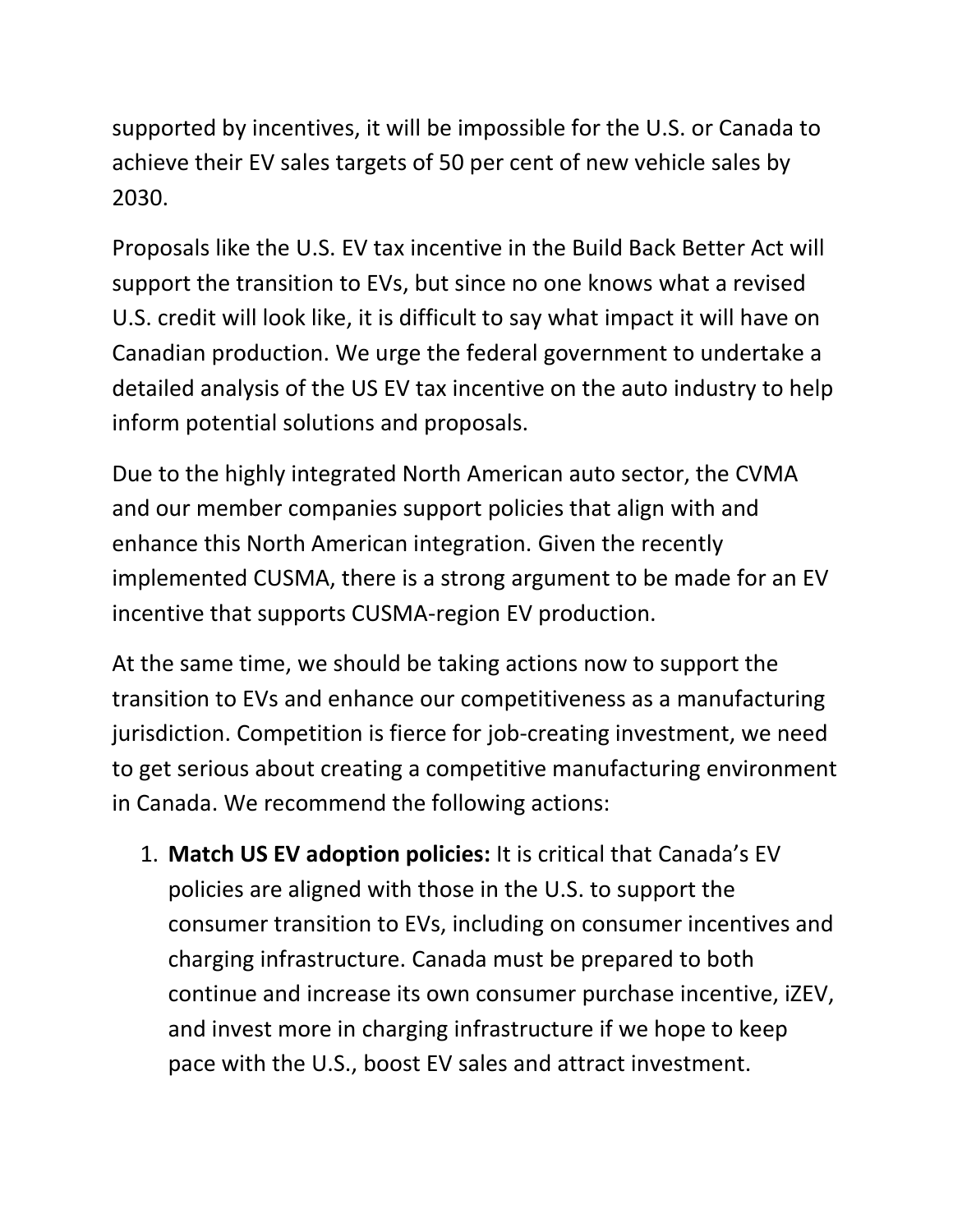supported by incentives, it will be impossible for the U.S. or Canada to achieve their EV sales targets of 50 per cent of new vehicle sales by 2030.

Proposals like the U.S. EV tax incentive in the Build Back Better Act will support the transition to EVs, but since no one knows what a revised U.S. credit will look like, it is difficult to say what impact it will have on Canadian production. We urge the federal government to undertake a detailed analysis of the US EV tax incentive on the auto industry to help inform potential solutions and proposals.

Due to the highly integrated North American auto sector, the CVMA and our member companies support policies that align with and enhance this North American integration. Given the recently implemented CUSMA, there is a strong argument to be made for an EV incentive that supports CUSMA-region EV production.

At the same time, we should be taking actions now to support the transition to EVs and enhance our competitiveness as a manufacturing jurisdiction. Competition is fierce for job-creating investment, we need to get serious about creating a competitive manufacturing environment in Canada. We recommend the following actions:

1. **Match US EV adoption policies:** It is critical that Canada's EV policies are aligned with those in the U.S. to support the consumer transition to EVs, including on consumer incentives and charging infrastructure. Canada must be prepared to both continue and increase its own consumer purchase incentive, iZEV, and invest more in charging infrastructure if we hope to keep pace with the U.S., boost EV sales and attract investment.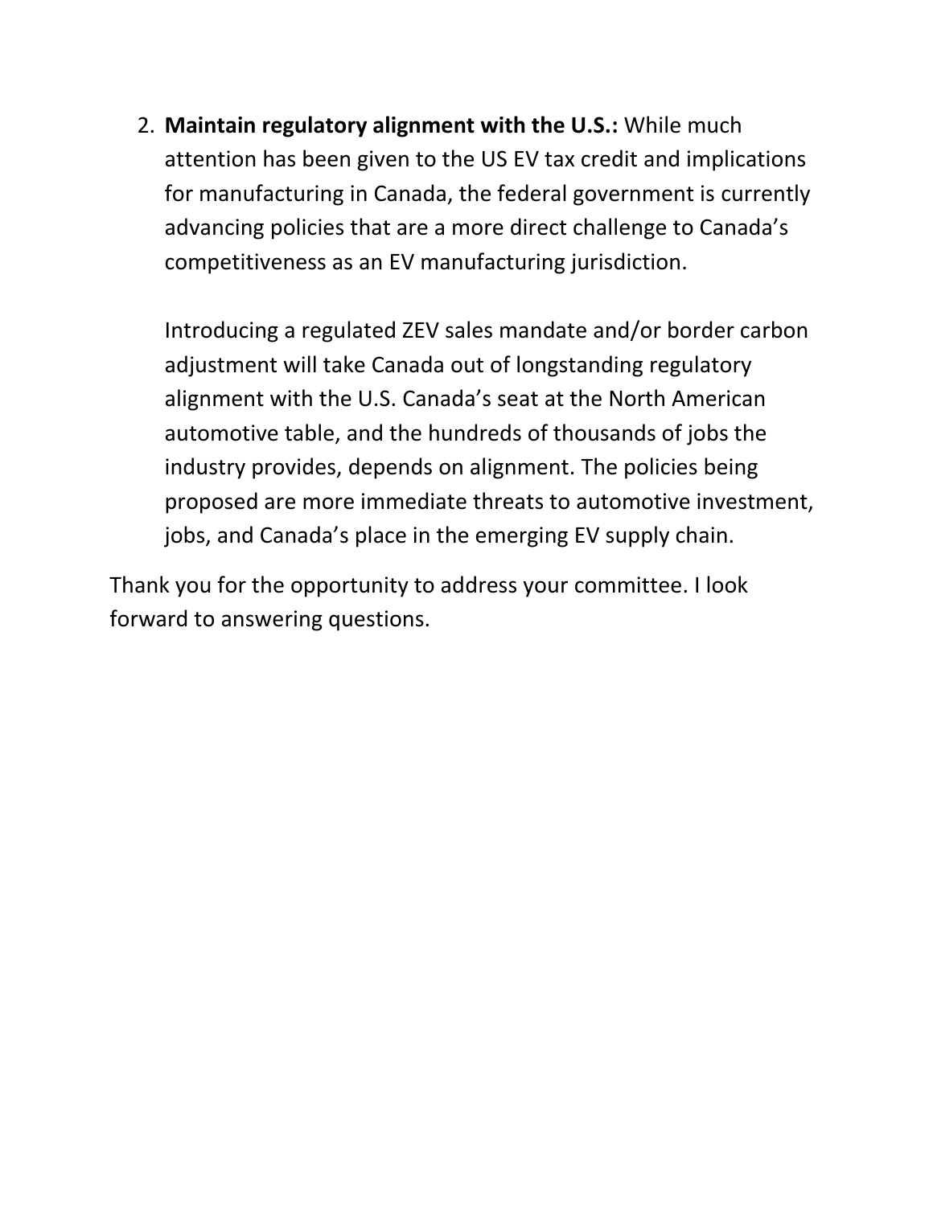2. **Maintain regulatory alignment with the U.S.:** While much attention has been given to the US EV tax credit and implications for manufacturing in Canada, the federal government is currently advancing policies that are a more direct challenge to Canada's competitiveness as an EV manufacturing jurisdiction.

   Introducing a regulated ZEV sales mandate and/or border carbon adjustment will take Canada out of longstanding regulatory alignment with the U.S. Canada's seat at the North American automotive table, and the hundreds of thousands of jobs the industry provides, depends on alignment. The policies being proposed are more immediate threats to automotive investment, jobs, and Canada's place in the emerging EV supply chain.

Thank you for the opportunity to address your committee. I look forward to answering questions.